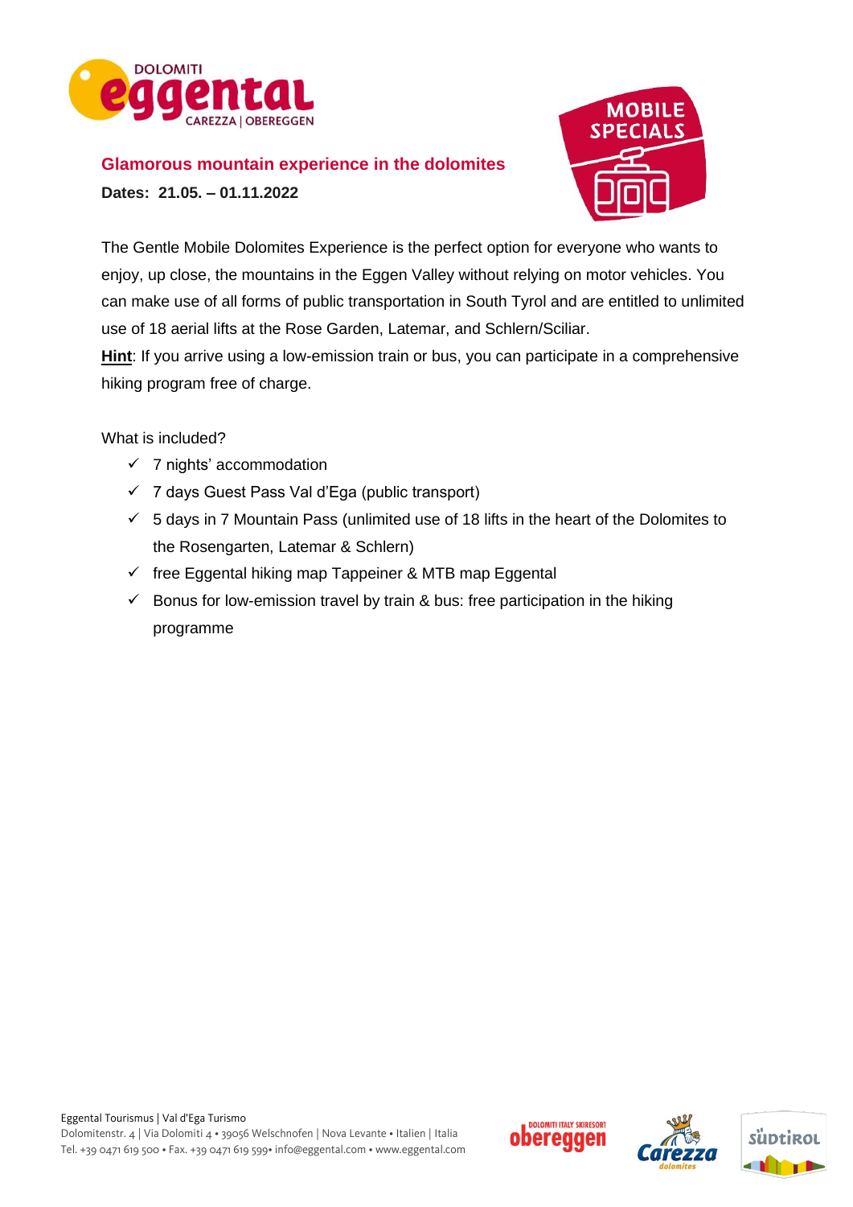## Glamorous mountain experience in the dolomites

**Dates: 21.05. – 01.11.2022**

The Gentle Mobile Dolomites Experience is the perfect option for everyone who wants to enjoy, up close, the mountains in the Eggen Valley without relying on motor vehicles. You can make use of all forms of public transportation in South Tyrol and are entitled to unlimited use of 18 aerial lifts at the Rose Garden, Latemar, and Schlern/Sciliar.

**Hint**: If you arrive using a low-emission train or bus, you can participate in a comprehensive hiking program free of charge.

What is included?

- ✓ 7 nights' accommodation
- ✓ 7 days Guest Pass Val d'Ega (public transport)
- ✓ 5 days in 7 Mountain Pass (unlimited use of 18 lifts in the heart of the Dolomites to the Rosengarten, Latemar & Schlern)
- ✓ free Eggental hiking map Tappeiner & MTB map Eggental
- ✓ Bonus for low-emission travel by train & bus: free participation in the hiking programme

Eggental Tourismus | Val d'Ega Turismo
Dolomitenstr. 4 | Via Dolomiti 4 • 39056 Welschnofen | Nova Levante • Italien | Italia
Tel. +39 0471 619 500 • Fax. +39 0471 619 599• info@eggental.com • www.eggental.com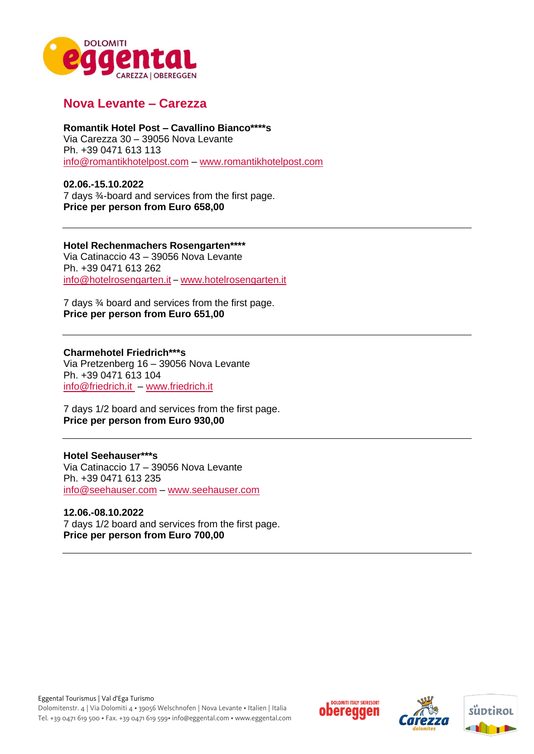## Nova Levante – Carezza

**Romantik Hotel Post – Cavallino Bianco****s**
Via Carezza 30 – 39056 Nova Levante
Ph. +39 0471 613 113
info@romantikhotelpost.com – www.romantikhotelpost.com

**02.06.-15.10.2022**
7 days ¾-board and services from the first page.
**Price per person from Euro 658,00**

---

**Hotel Rechenmachers Rosengarten******
Via Catinaccio 43 – 39056 Nova Levante
Ph. +39 0471 613 262
info@hotelrosengarten.it – www.hotelrosengarten.it

7 days ¾ board and services from the first page.
**Price per person from Euro 651,00**

---

**Charmehotel Friedrich***s**
Via Pretzenberg 16 – 39056 Nova Levante
Ph. +39 0471 613 104
info@friedrich.it – www.friedrich.it

7 days 1/2 board and services from the first page.
**Price per person from Euro 930,00**

---

**Hotel Seehauser***s**
Via Catinaccio 17 – 39056 Nova Levante
Ph. +39 0471 613 235
info@seehauser.com – www.seehauser.com

**12.06.-08.10.2022**
7 days 1/2 board and services from the first page.
**Price per person from Euro 700,00**

---

Eggental Tourismus | Val d'Ega Turismo
Dolomitenstr. 4 | Via Dolomiti 4 • 39056 Welschnofen | Nova Levante • Italien | Italia
Tel. +39 0471 619 500 • Fax. +39 0471 619 599• info@eggental.com • www.eggental.com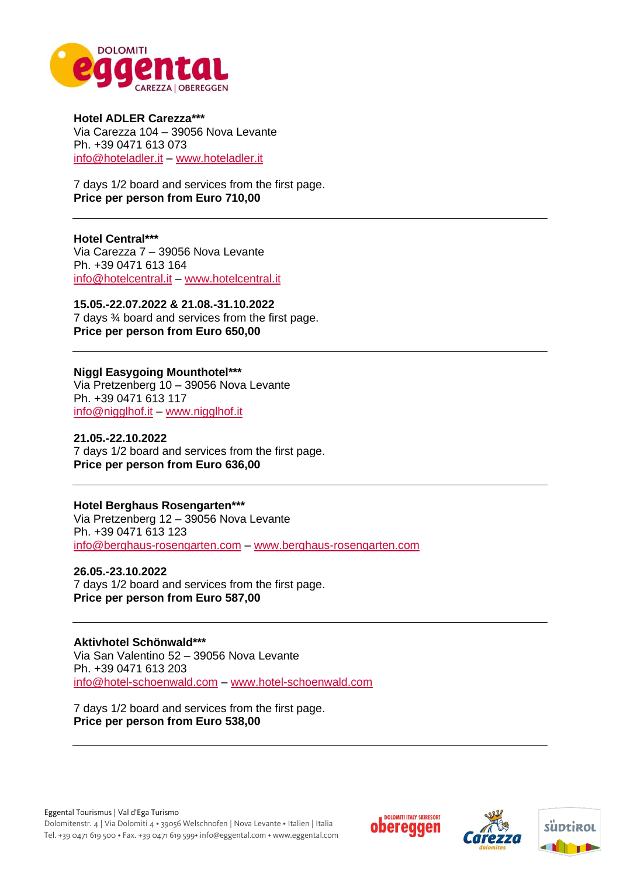**Hotel ADLER Carezza\*\*\***
Via Carezza 104 – 39056 Nova Levante
Ph. +39 0471 613 073
info@hoteladler.it – www.hoteladler.it

7 days 1/2 board and services from the first page.
**Price per person from Euro 710,00**

---

**Hotel Central\*\*\***
Via Carezza 7 – 39056 Nova Levante
Ph. +39 0471 613 164
info@hotelcentral.it – www.hotelcentral.it

**15.05.-22.07.2022 & 21.08.-31.10.2022**
7 days ¾ board and services from the first page.
**Price per person from Euro 650,00**

---

**Niggl Easygoing Mounthotel\*\*\***
Via Pretzenberg 10 – 39056 Nova Levante
Ph. +39 0471 613 117
info@nigglhof.it – www.nigglhof.it

**21.05.-22.10.2022**
7 days 1/2 board and services from the first page.
**Price per person from Euro 636,00**

---

**Hotel Berghaus Rosengarten\*\*\***
Via Pretzenberg 12 – 39056 Nova Levante
Ph. +39 0471 613 123
info@berghaus-rosengarten.com – www.berghaus-rosengarten.com

**26.05.-23.10.2022**
7 days 1/2 board and services from the first page.
**Price per person from Euro 587,00**

---

**Aktivhotel Schönwald\*\*\***
Via San Valentino 52 – 39056 Nova Levante
Ph. +39 0471 613 203
info@hotel-schoenwald.com – www.hotel-schoenwald.com

7 days 1/2 board and services from the first page.
**Price per person from Euro 538,00**

---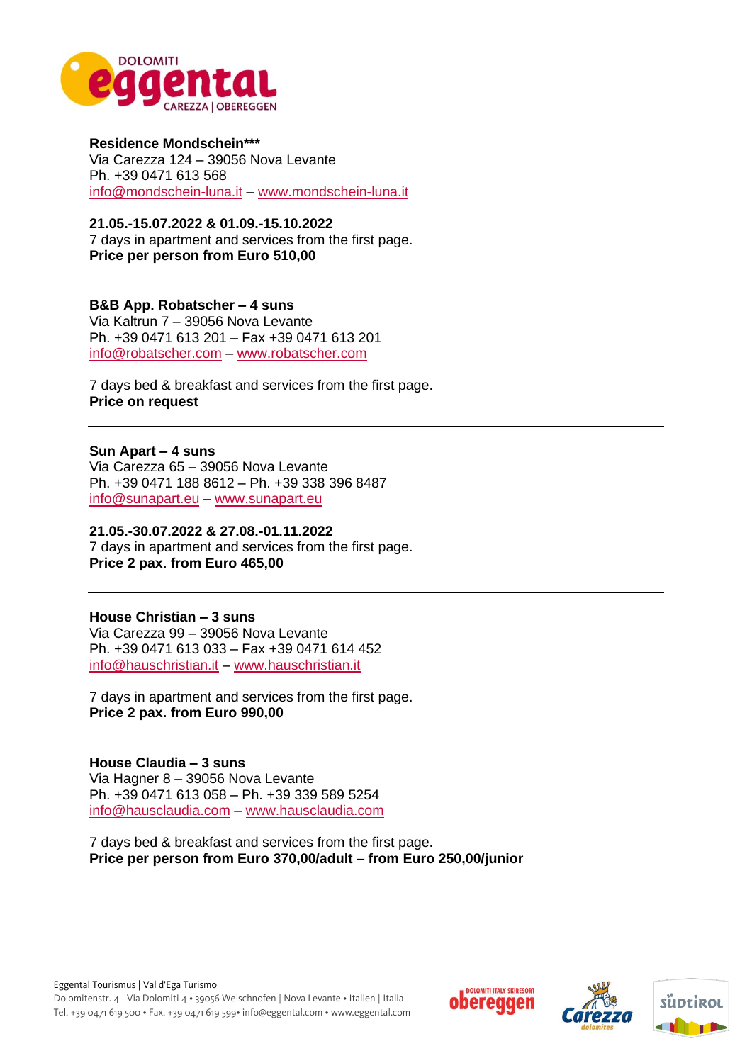**Residence Mondschein*****
Via Carezza 124 – 39056 Nova Levante
Ph. +39 0471 613 568
info@mondschein-luna.it – www.mondschein-luna.it

**21.05.-15.07.2022 & 01.09.-15.10.2022**
7 days in apartment and services from the first page.
**Price per person from Euro 510,00**

---

**B&B App. Robatscher – 4 suns**
Via Kaltrun 7 – 39056 Nova Levante
Ph. +39 0471 613 201 – Fax +39 0471 613 201
info@robatscher.com – www.robatscher.com

7 days bed & breakfast and services from the first page.
**Price on request**

---

**Sun Apart – 4 suns**
Via Carezza 65 – 39056 Nova Levante
Ph. +39 0471 188 8612 – Ph. +39 338 396 8487
info@sunapart.eu – www.sunapart.eu

**21.05.-30.07.2022 & 27.08.-01.11.2022**
7 days in apartment and services from the first page.
**Price 2 pax. from Euro 465,00**

---

**House Christian – 3 suns**
Via Carezza 99 – 39056 Nova Levante
Ph. +39 0471 613 033 – Fax +39 0471 614 452
info@hauschristian.it – www.hauschristian.it

7 days in apartment and services from the first page.
**Price 2 pax. from Euro 990,00**

---

**House Claudia – 3 suns**
Via Hagner 8 – 39056 Nova Levante
Ph. +39 0471 613 058 – Ph. +39 339 589 5254
info@hausclaudia.com – www.hausclaudia.com

7 days bed & breakfast and services from the first page.
**Price per person from Euro 370,00/adult – from Euro 250,00/junior**

---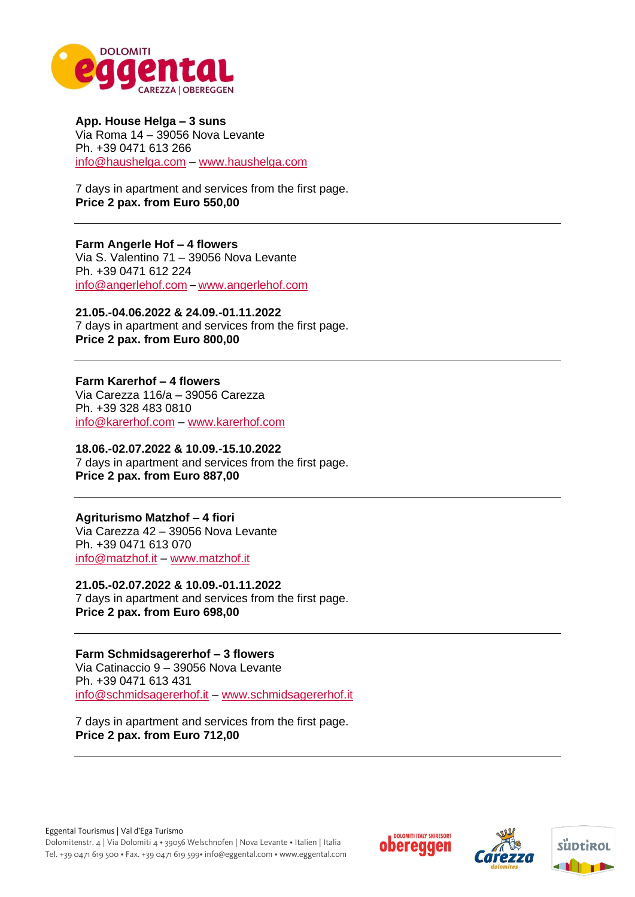**App. House Helga – 3 suns**
Via Roma 14 – 39056 Nova Levante
Ph. +39 0471 613 266
info@haushelga.com – www.haushelga.com

7 days in apartment and services from the first page.
**Price 2 pax. from Euro 550,00**

---

**Farm Angerle Hof – 4 flowers**
Via S. Valentino 71 – 39056 Nova Levante
Ph. +39 0471 612 224
info@angerlehof.com – www.angerlehof.com

**21.05.-04.06.2022 & 24.09.-01.11.2022**
7 days in apartment and services from the first page.
**Price 2 pax. from Euro 800,00**

---

**Farm Karerhof – 4 flowers**
Via Carezza 116/a – 39056 Carezza
Ph. +39 328 483 0810
info@karerhof.com – www.karerhof.com

**18.06.-02.07.2022 & 10.09.-15.10.2022**
7 days in apartment and services from the first page.
**Price 2 pax. from Euro 887,00**

---

**Agriturismo Matzhof – 4 fiori**
Via Carezza 42 – 39056 Nova Levante
Ph. +39 0471 613 070
info@matzhof.it – www.matzhof.it

**21.05.-02.07.2022 & 10.09.-01.11.2022**
7 days in apartment and services from the first page.
**Price 2 pax. from Euro 698,00**

---

**Farm Schmidsagererhof – 3 flowers**
Via Catinaccio 9 – 39056 Nova Levante
Ph. +39 0471 613 431
info@schmidsagererhof.it – www.schmidsagererhof.it

7 days in apartment and services from the first page.
**Price 2 pax. from Euro 712,00**

---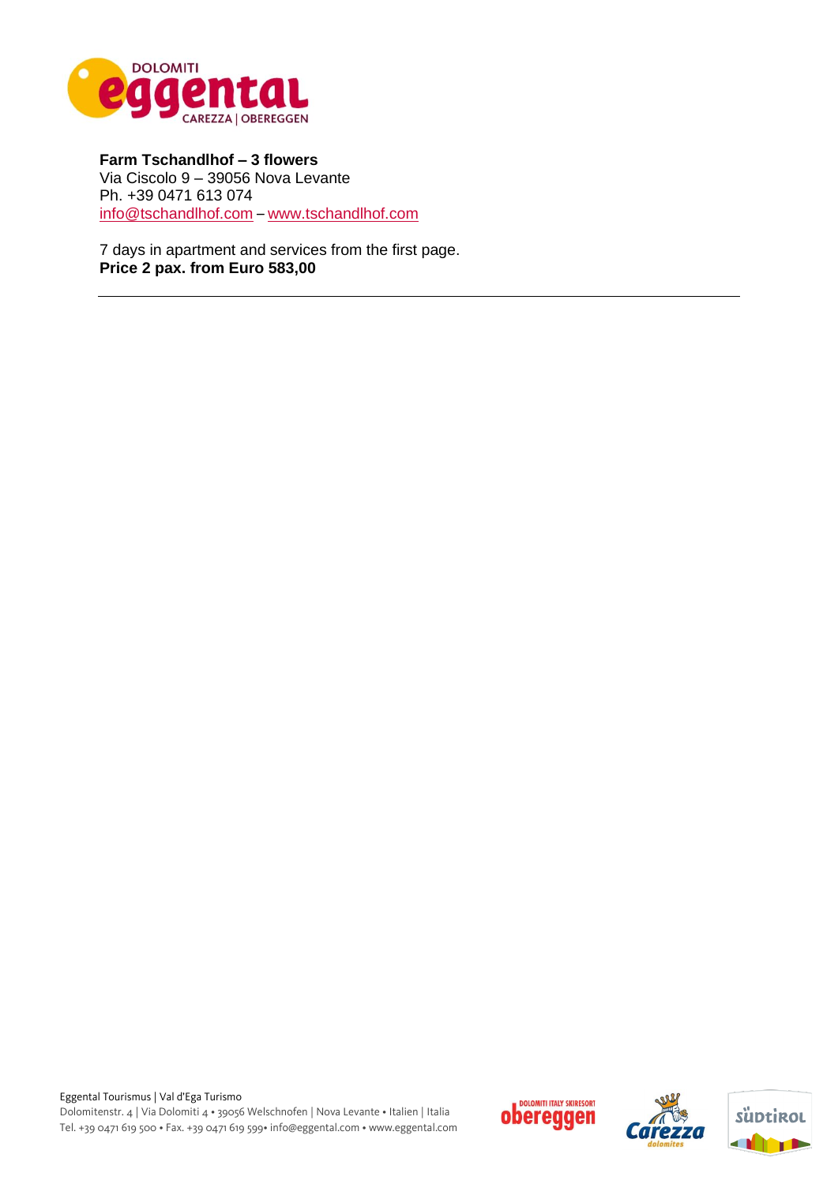**Farm Tschandlhof – 3 flowers**
Via Ciscolo 9 – 39056 Nova Levante
Ph. +39 0471 613 074
info@tschandlhof.com – www.tschandlhof.com

7 days in apartment and services from the first page.
**Price 2 pax. from Euro 583,00**

---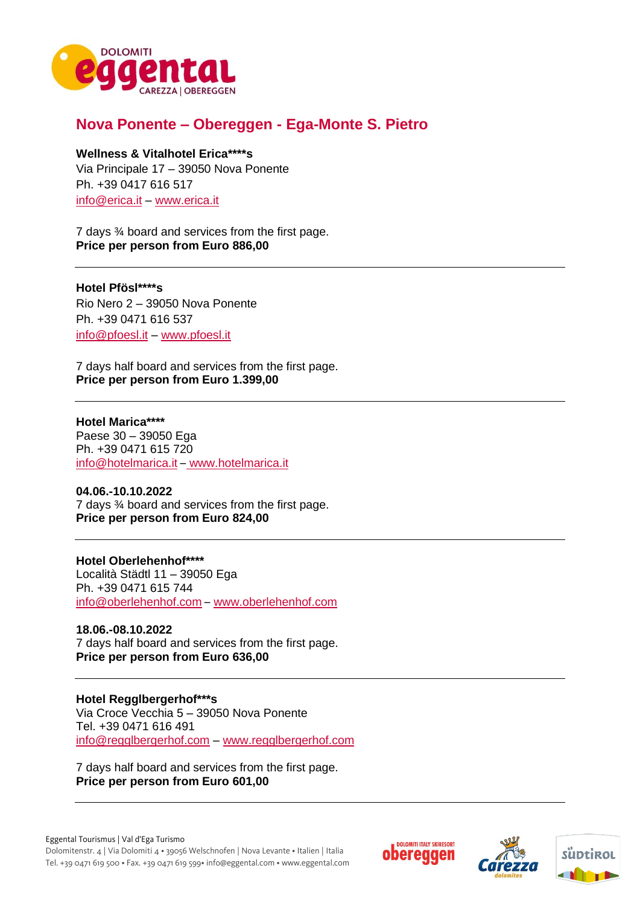## Nova Ponente – Obereggen - Ega-Monte S. Pietro

**Wellness & Vitalhotel Erica****s**
Via Principale 17 – 39050 Nova Ponente
Ph. +39 0417 616 517
info@erica.it – www.erica.it

7 days ¾ board and services from the first page.
**Price per person from Euro 886,00**

---

**Hotel Pfösl****s**
Rio Nero 2 – 39050 Nova Ponente
Ph. +39 0471 616 537
info@pfoesl.it – www.pfoesl.it

7 days half board and services from the first page.
**Price per person from Euro 1.399,00**

---

**Hotel Marica******
Paese 30 – 39050 Ega
Ph. +39 0471 615 720
info@hotelmarica.it – www.hotelmarica.it

**04.06.-10.10.2022**
7 days ¾ board and services from the first page.
**Price per person from Euro 824,00**

---

**Hotel Oberlehenhof******
Località Städtl 11 – 39050 Ega
Ph. +39 0471 615 744
info@oberlehenhof.com – www.oberlehenhof.com

**18.06.-08.10.2022**
7 days half board and services from the first page.
**Price per person from Euro 636,00**

---

**Hotel Regglbergerhof***s**
Via Croce Vecchia 5 – 39050 Nova Ponente
Tel. +39 0471 616 491
info@regglbergerhof.com – www.regglbergerhof.com

7 days half board and services from the first page.
**Price per person from Euro 601,00**

---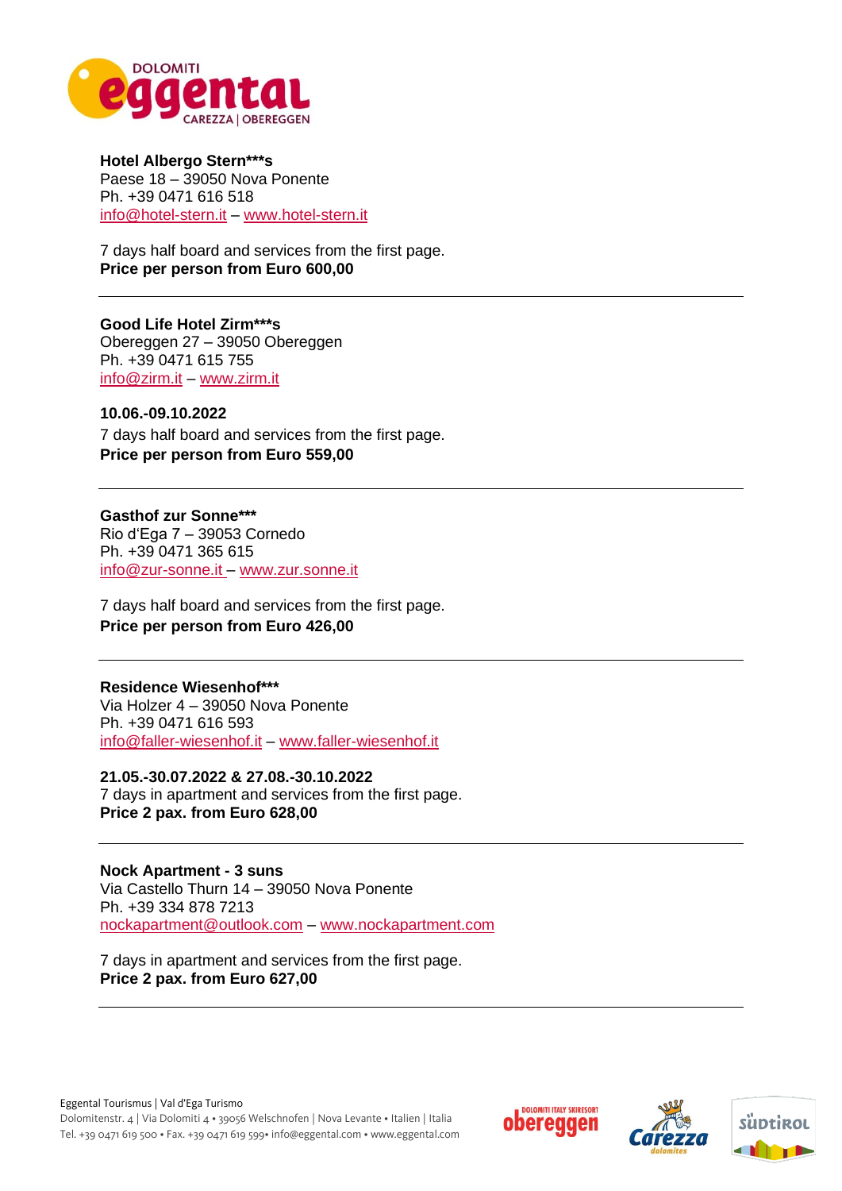**Hotel Albergo Stern***s**
Paese 18 – 39050 Nova Ponente
Ph. +39 0471 616 518
info@hotel-stern.it – www.hotel-stern.it

7 days half board and services from the first page.
**Price per person from Euro 600,00**

---

**Good Life Hotel Zirm***s**
Obereggen 27 – 39050 Obereggen
Ph. +39 0471 615 755
info@zirm.it – www.zirm.it

**10.06.-09.10.2022**
7 days half board and services from the first page.
**Price per person from Euro 559,00**

---

**Gasthof zur Sonne*****
Rio d'Ega 7 – 39053 Cornedo
Ph. +39 0471 365 615
info@zur-sonne.it – www.zur.sonne.it

7 days half board and services from the first page.
**Price per person from Euro 426,00**

---

**Residence Wiesenhof*****
Via Holzer 4 – 39050 Nova Ponente
Ph. +39 0471 616 593
info@faller-wiesenhof.it – www.faller-wiesenhof.it

**21.05.-30.07.2022 & 27.08.-30.10.2022**
7 days in apartment and services from the first page.
**Price 2 pax. from Euro 628,00**

---

**Nock Apartment - 3 suns**
Via Castello Thurn 14 – 39050 Nova Ponente
Ph. +39 334 878 7213
nockapartment@outlook.com – www.nockapartment.com

7 days in apartment and services from the first page.
**Price 2 pax. from Euro 627,00**

---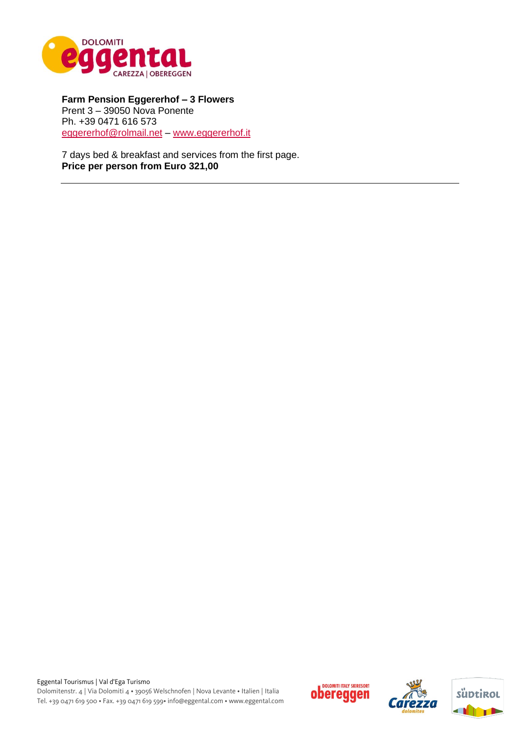**Farm Pension Eggererhof – 3 Flowers**
Prent 3 – 39050 Nova Ponente
Ph. +39 0471 616 573
eggererhof@rolmail.net – www.eggererhof.it

7 days bed & breakfast and services from the first page.
**Price per person from Euro 321,00**

---